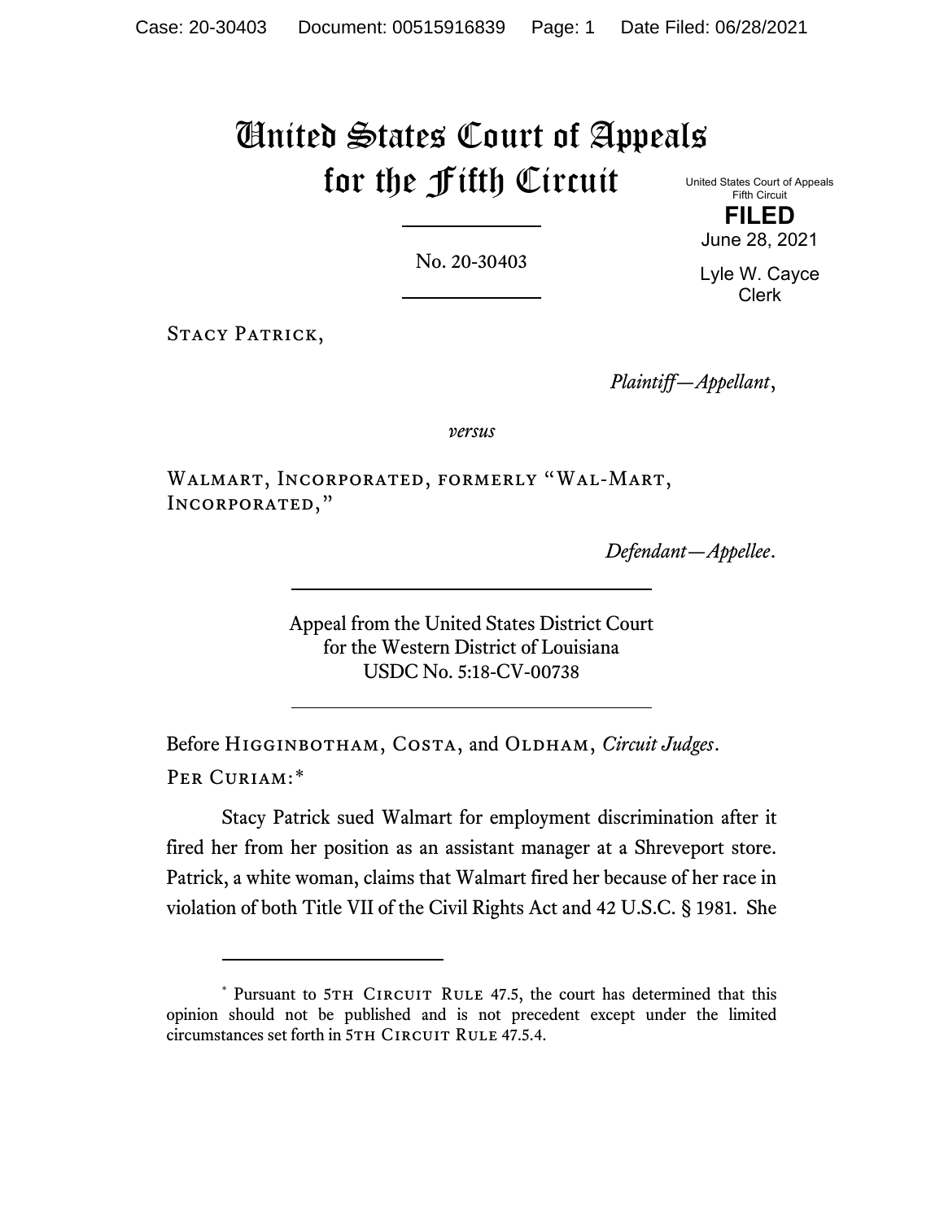# United States Court of Appeals for the Fifth Circuit

United States Court of Appeals
Fifth Circuit

**FILED**

June 28, 2021

Lyle W. Cayce
Clerk

No. 20-30403

Stacy Patrick,

*Plaintiff—Appellant*,

*versus*

Walmart, Incorporated, formerly "Wal-Mart, Incorporated,"

*Defendant—Appellee*.

Appeal from the United States District Court
for the Western District of Louisiana
USDC No. 5:18-CV-00738

Before Higginbotham, Costa, and Oldham, *Circuit Judges*.

Per Curiam:*

Stacy Patrick sued Walmart for employment discrimination after it fired her from her position as an assistant manager at a Shreveport store. Patrick, a white woman, claims that Walmart fired her because of her race in violation of both Title VII of the Civil Rights Act and 42 U.S.C. § 1981. She

---

* Pursuant to 5th Circuit Rule 47.5, the court has determined that this opinion should not be published and is not precedent except under the limited circumstances set forth in 5th Circuit Rule 47.5.4.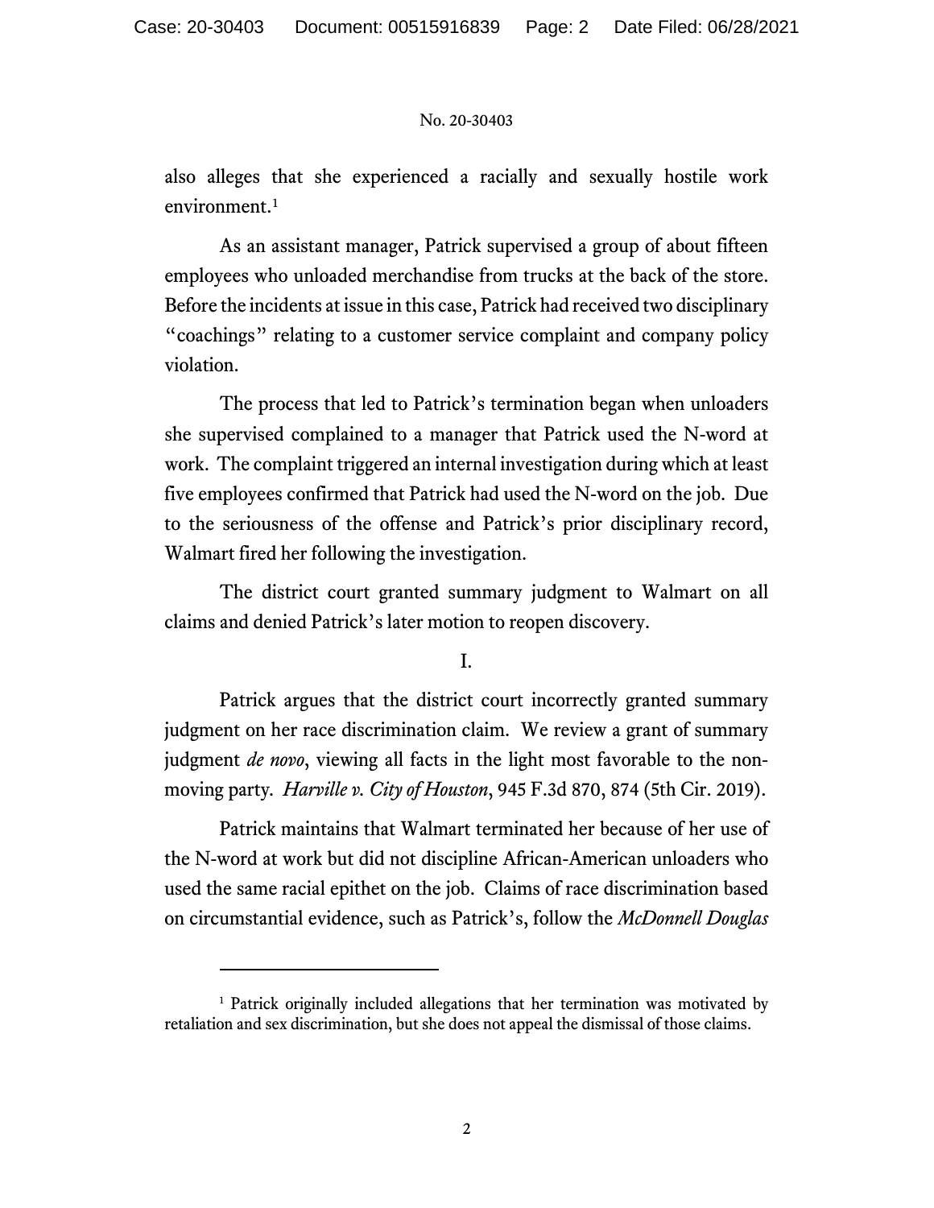also alleges that she experienced a racially and sexually hostile work environment.[1]

As an assistant manager, Patrick supervised a group of about fifteen employees who unloaded merchandise from trucks at the back of the store. Before the incidents at issue in this case, Patrick had received two disciplinary "coachings" relating to a customer service complaint and company policy violation.

The process that led to Patrick's termination began when unloaders she supervised complained to a manager that Patrick used the N-word at work. The complaint triggered an internal investigation during which at least five employees confirmed that Patrick had used the N-word on the job. Due to the seriousness of the offense and Patrick's prior disciplinary record, Walmart fired her following the investigation.

The district court granted summary judgment to Walmart on all claims and denied Patrick's later motion to reopen discovery.

## I.

Patrick argues that the district court incorrectly granted summary judgment on her race discrimination claim. We review a grant of summary judgment *de novo*, viewing all facts in the light most favorable to the non-moving party. *Harville v. City of Houston*, 945 F.3d 870, 874 (5th Cir. 2019).

Patrick maintains that Walmart terminated her because of her use of the N-word at work but did not discipline African-American unloaders who used the same racial epithet on the job. Claims of race discrimination based on circumstantial evidence, such as Patrick's, follow the *McDonnell Douglas*

---

[1] Patrick originally included allegations that her termination was motivated by retaliation and sex discrimination, but she does not appeal the dismissal of those claims.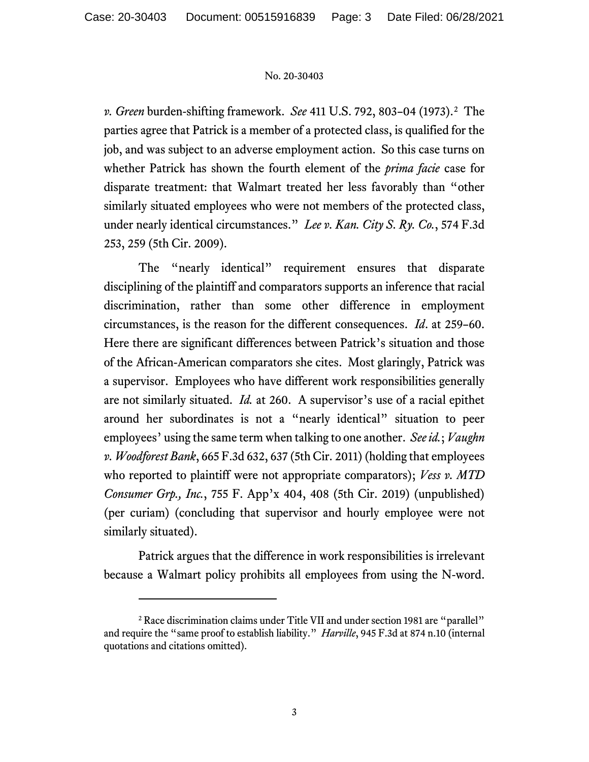*v. Green* burden-shifting framework. *See* 411 U.S. 792, 803–04 (1973).[2] The parties agree that Patrick is a member of a protected class, is qualified for the job, and was subject to an adverse employment action. So this case turns on whether Patrick has shown the fourth element of the *prima facie* case for disparate treatment: that Walmart treated her less favorably than "other similarly situated employees who were not members of the protected class, under nearly identical circumstances." *Lee v. Kan. City S. Ry. Co.*, 574 F.3d 253, 259 (5th Cir. 2009).

The "nearly identical" requirement ensures that disparate disciplining of the plaintiff and comparators supports an inference that racial discrimination, rather than some other difference in employment circumstances, is the reason for the different consequences. *Id*. at 259–60. Here there are significant differences between Patrick's situation and those of the African-American comparators she cites. Most glaringly, Patrick was a supervisor. Employees who have different work responsibilities generally are not similarly situated. *Id.* at 260. A supervisor's use of a racial epithet around her subordinates is not a "nearly identical" situation to peer employees' using the same term when talking to one another. *See id.*; *Vaughn v. Woodforest Bank*, 665 F.3d 632, 637 (5th Cir. 2011) (holding that employees who reported to plaintiff were not appropriate comparators); *Vess v. MTD Consumer Grp., Inc.*, 755 F. App'x 404, 408 (5th Cir. 2019) (unpublished) (per curiam) (concluding that supervisor and hourly employee were not similarly situated).

Patrick argues that the difference in work responsibilities is irrelevant because a Walmart policy prohibits all employees from using the N-word.

---

[2] Race discrimination claims under Title VII and under section 1981 are "parallel" and require the "same proof to establish liability." *Harville*, 945 F.3d at 874 n.10 (internal quotations and citations omitted).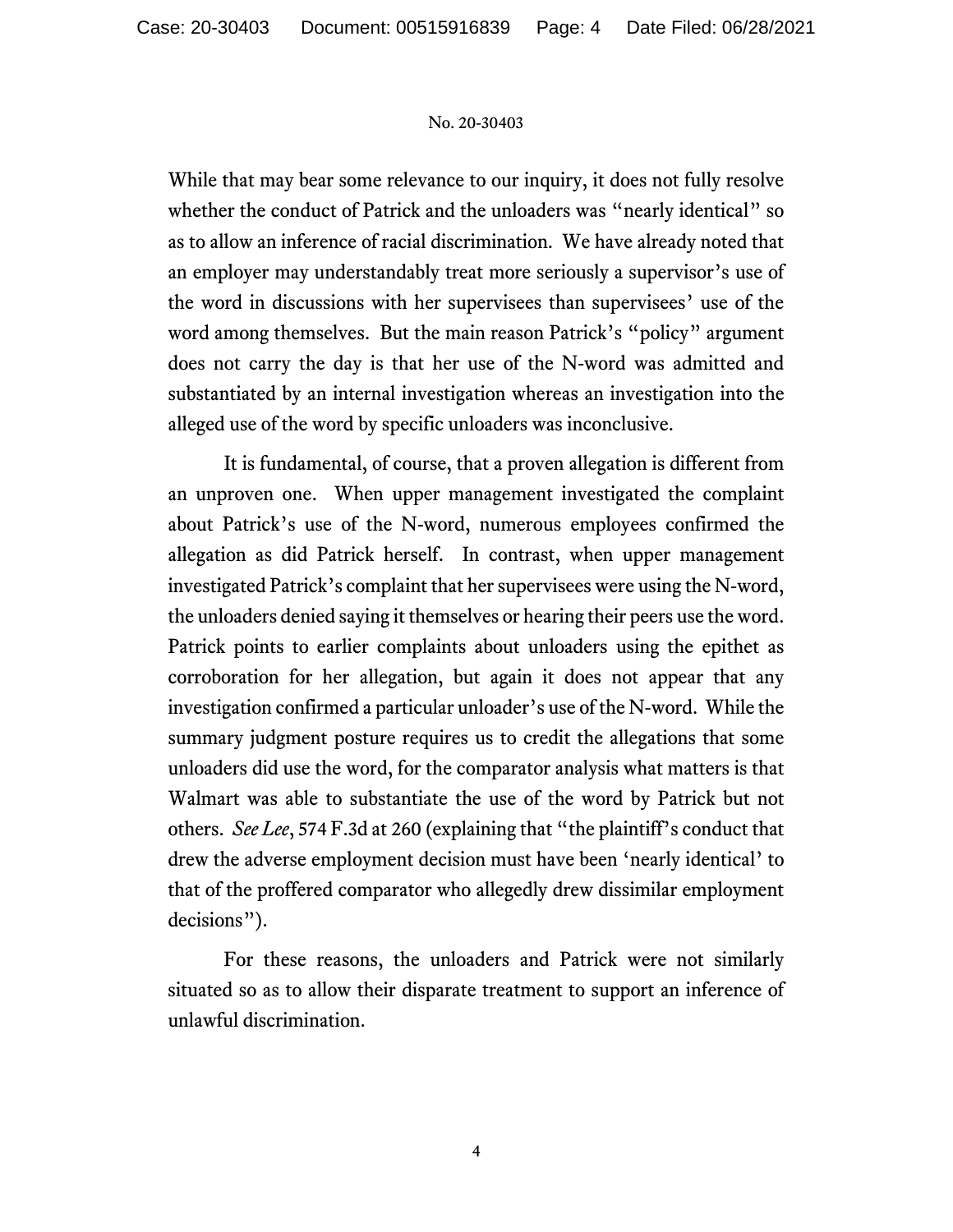While that may bear some relevance to our inquiry, it does not fully resolve whether the conduct of Patrick and the unloaders was "nearly identical" so as to allow an inference of racial discrimination. We have already noted that an employer may understandably treat more seriously a supervisor's use of the word in discussions with her supervisees than supervisees' use of the word among themselves. But the main reason Patrick's "policy" argument does not carry the day is that her use of the N-word was admitted and substantiated by an internal investigation whereas an investigation into the alleged use of the word by specific unloaders was inconclusive.

It is fundamental, of course, that a proven allegation is different from an unproven one. When upper management investigated the complaint about Patrick's use of the N-word, numerous employees confirmed the allegation as did Patrick herself. In contrast, when upper management investigated Patrick's complaint that her supervisees were using the N-word, the unloaders denied saying it themselves or hearing their peers use the word. Patrick points to earlier complaints about unloaders using the epithet as corroboration for her allegation, but again it does not appear that any investigation confirmed a particular unloader's use of the N-word. While the summary judgment posture requires us to credit the allegations that some unloaders did use the word, for the comparator analysis what matters is that Walmart was able to substantiate the use of the word by Patrick but not others. *See Lee*, 574 F.3d at 260 (explaining that "the plaintiff's conduct that drew the adverse employment decision must have been 'nearly identical' to that of the proffered comparator who allegedly drew dissimilar employment decisions").

For these reasons, the unloaders and Patrick were not similarly situated so as to allow their disparate treatment to support an inference of unlawful discrimination.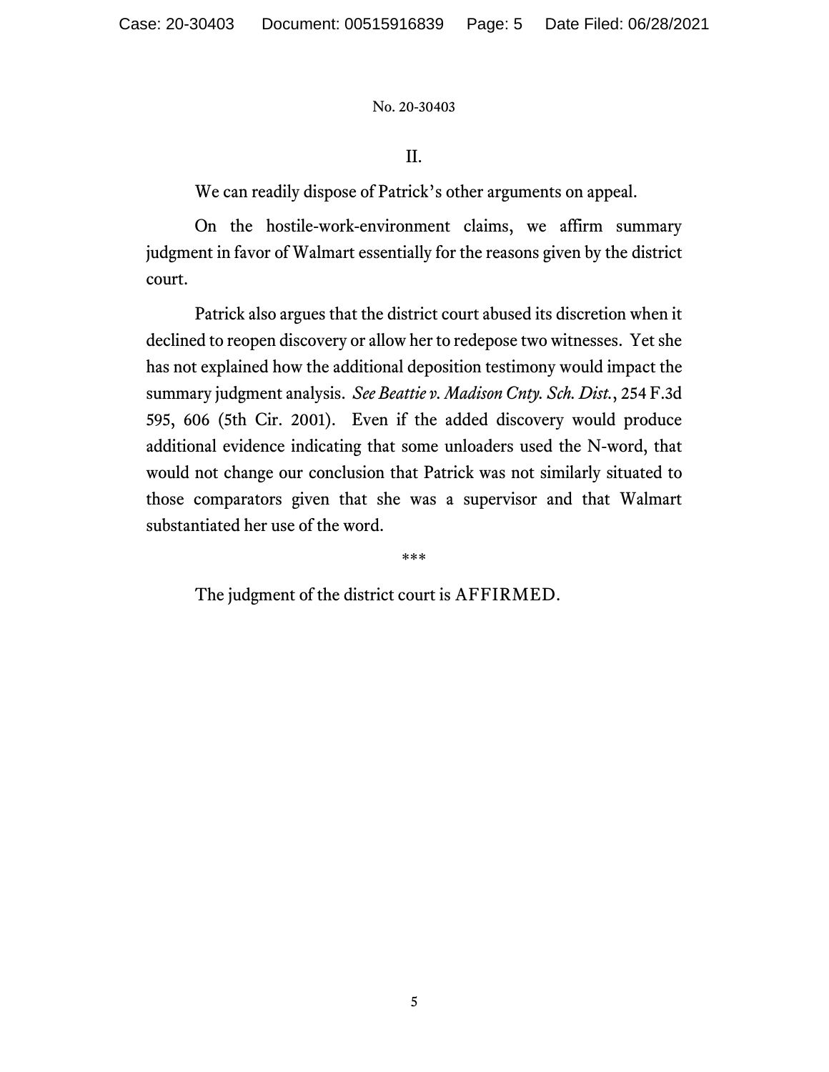## II.

We can readily dispose of Patrick's other arguments on appeal.

On the hostile-work-environment claims, we affirm summary judgment in favor of Walmart essentially for the reasons given by the district court.

Patrick also argues that the district court abused its discretion when it declined to reopen discovery or allow her to redepose two witnesses. Yet she has not explained how the additional deposition testimony would impact the summary judgment analysis. *See Beattie v. Madison Cnty. Sch. Dist.*, 254 F.3d 595, 606 (5th Cir. 2001). Even if the added discovery would produce additional evidence indicating that some unloaders used the N-word, that would not change our conclusion that Patrick was not similarly situated to those comparators given that she was a supervisor and that Walmart substantiated her use of the word.

***

The judgment of the district court is AFFIRMED.